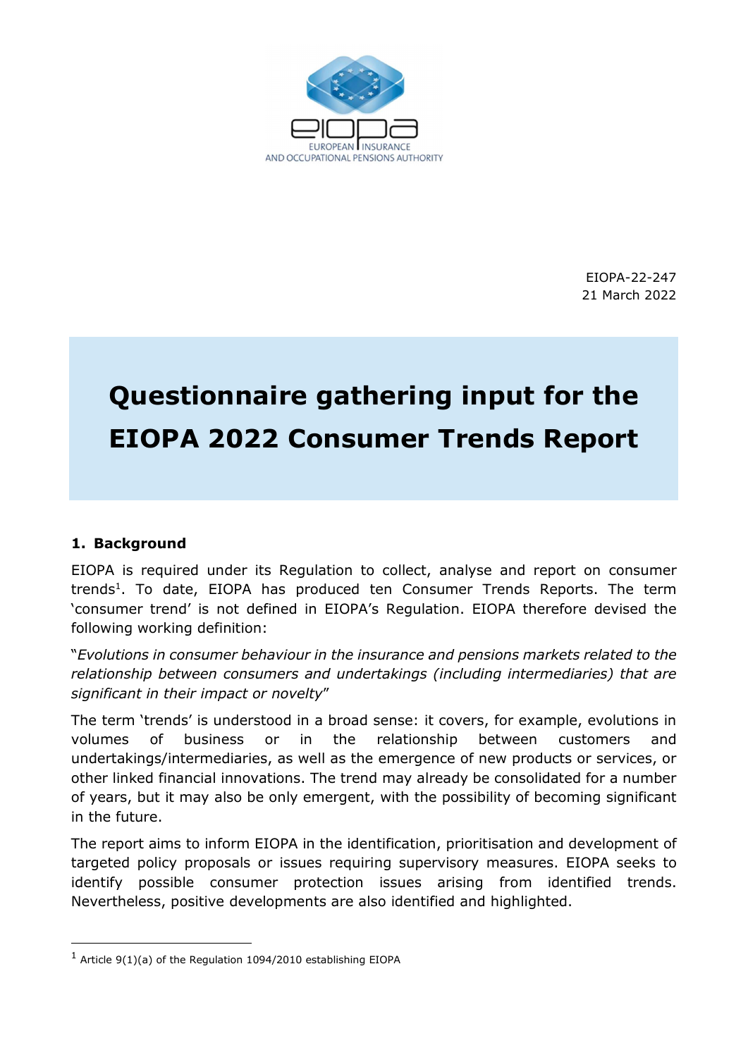EIOPA-22-247
21 March 2022

# Questionnaire gathering input for the EIOPA 2022 Consumer Trends Report

## 1. Background

EIOPA is required under its Regulation to collect, analyse and report on consumer trends[1]. To date, EIOPA has produced ten Consumer Trends Reports. The term 'consumer trend' is not defined in EIOPA's Regulation. EIOPA therefore devised the following working definition:

"*Evolutions in consumer behaviour in the insurance and pensions markets related to the relationship between consumers and undertakings (including intermediaries) that are significant in their impact or novelty*"

The term 'trends' is understood in a broad sense: it covers, for example, evolutions in volumes of business or in the relationship between customers and undertakings/intermediaries, as well as the emergence of new products or services, or other linked financial innovations. The trend may already be consolidated for a number of years, but it may also be only emergent, with the possibility of becoming significant in the future.

The report aims to inform EIOPA in the identification, prioritisation and development of targeted policy proposals or issues requiring supervisory measures. EIOPA seeks to identify possible consumer protection issues arising from identified trends. Nevertheless, positive developments are also identified and highlighted.

---

[1] Article 9(1)(a) of the Regulation 1094/2010 establishing EIOPA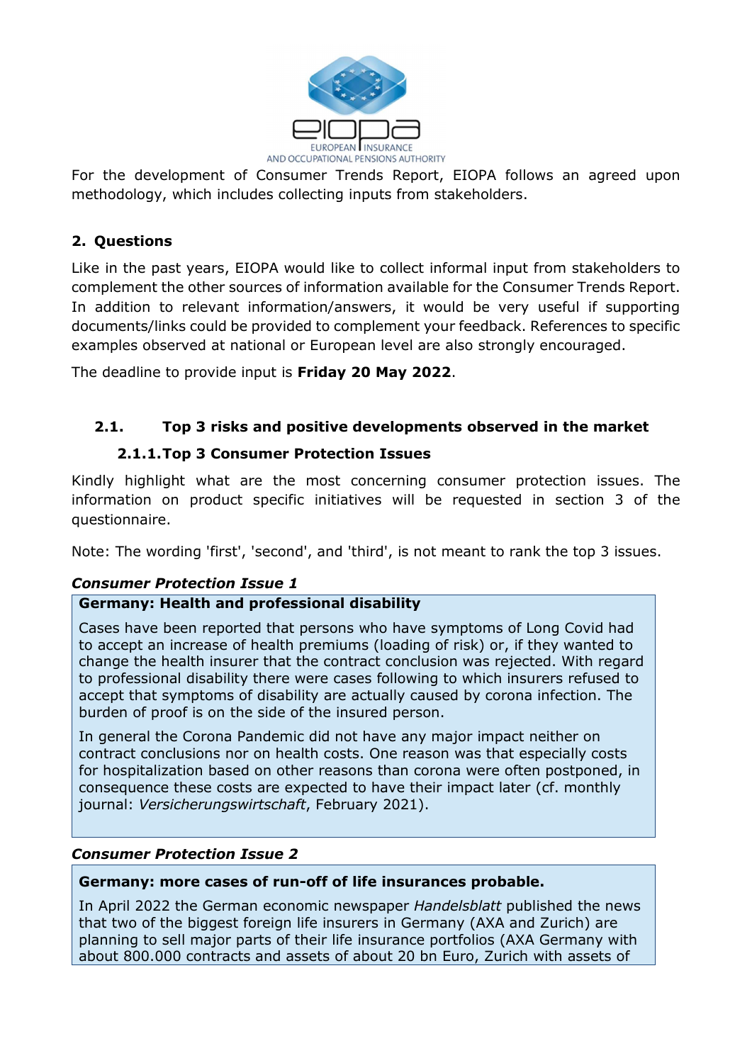For the development of Consumer Trends Report, EIOPA follows an agreed upon methodology, which includes collecting inputs from stakeholders.

## 2. Questions

Like in the past years, EIOPA would like to collect informal input from stakeholders to complement the other sources of information available for the Consumer Trends Report. In addition to relevant information/answers, it would be very useful if supporting documents/links could be provided to complement your feedback. References to specific examples observed at national or European level are also strongly encouraged.

The deadline to provide input is **Friday 20 May 2022**.

### 2.1. Top 3 risks and positive developments observed in the market

#### 2.1.1. Top 3 Consumer Protection Issues

Kindly highlight what are the most concerning consumer protection issues. The information on product specific initiatives will be requested in section 3 of the questionnaire.

Note: The wording 'first', 'second', and 'third', is not meant to rank the top 3 issues.

***Consumer Protection Issue 1***

**Germany: Health and professional disability**

Cases have been reported that persons who have symptoms of Long Covid had to accept an increase of health premiums (loading of risk) or, if they wanted to change the health insurer that the contract conclusion was rejected. With regard to professional disability there were cases following to which insurers refused to accept that symptoms of disability are actually caused by corona infection. The burden of proof is on the side of the insured person.

In general the Corona Pandemic did not have any major impact neither on contract conclusions nor on health costs. One reason was that especially costs for hospitalization based on other reasons than corona were often postponed, in consequence these costs are expected to have their impact later (cf. monthly journal: *Versicherungswirtschaft*, February 2021).

***Consumer Protection Issue 2***

**Germany: more cases of run-off of life insurances probable.**

In April 2022 the German economic newspaper *Handelsblatt* published the news that two of the biggest foreign life insurers in Germany (AXA and Zurich) are planning to sell major parts of their life insurance portfolios (AXA Germany with about 800.000 contracts and assets of about 20 bn Euro, Zurich with assets of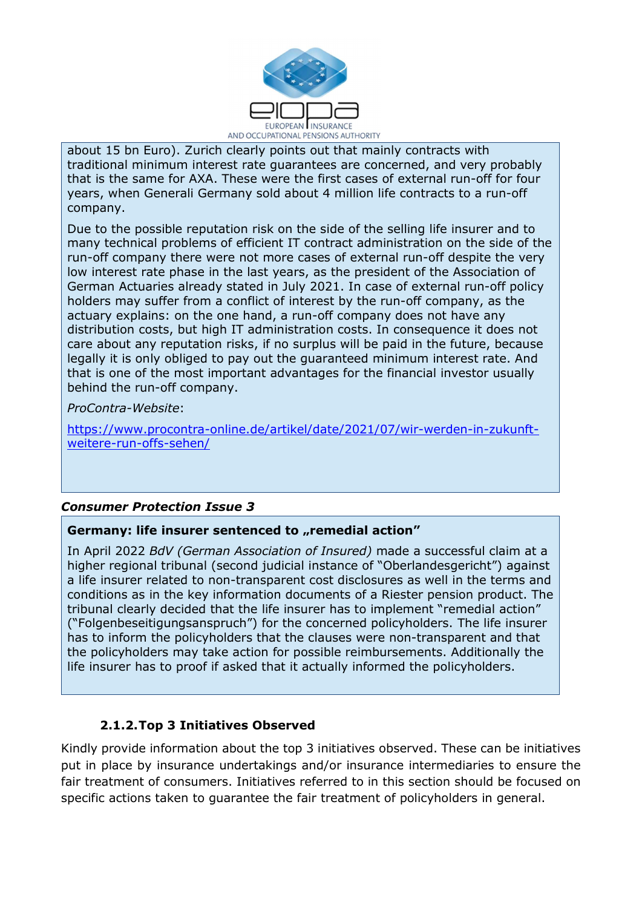about 15 bn Euro). Zurich clearly points out that mainly contracts with traditional minimum interest rate guarantees are concerned, and very probably that is the same for AXA. These were the first cases of external run-off for four years, when Generali Germany sold about 4 million life contracts to a run-off company.

Due to the possible reputation risk on the side of the selling life insurer and to many technical problems of efficient IT contract administration on the side of the run-off company there were not more cases of external run-off despite the very low interest rate phase in the last years, as the president of the Association of German Actuaries already stated in July 2021. In case of external run-off policy holders may suffer from a conflict of interest by the run-off company, as the actuary explains: on the one hand, a run-off company does not have any distribution costs, but high IT administration costs. In consequence it does not care about any reputation risks, if no surplus will be paid in the future, because legally it is only obliged to pay out the guaranteed minimum interest rate. And that is one of the most important advantages for the financial investor usually behind the run-off company.

*ProContra-Website*:

https://www.procontra-online.de/artikel/date/2021/07/wir-werden-in-zukunft-weitere-run-offs-sehen/

***Consumer Protection Issue 3***

**Germany: life insurer sentenced to „remedial action"**

In April 2022 *BdV (German Association of Insured)* made a successful claim at a higher regional tribunal (second judicial instance of "Oberlandesgericht") against a life insurer related to non-transparent cost disclosures as well in the terms and conditions as in the key information documents of a Riester pension product. The tribunal clearly decided that the life insurer has to implement "remedial action" ("Folgenbeseitigungsanspruch") for the concerned policyholders. The life insurer has to inform the policyholders that the clauses were non-transparent and that the policyholders may take action for possible reimbursements. Additionally the life insurer has to proof if asked that it actually informed the policyholders.

### 2.1.2. Top 3 Initiatives Observed

Kindly provide information about the top 3 initiatives observed. These can be initiatives put in place by insurance undertakings and/or insurance intermediaries to ensure the fair treatment of consumers. Initiatives referred to in this section should be focused on specific actions taken to guarantee the fair treatment of policyholders in general.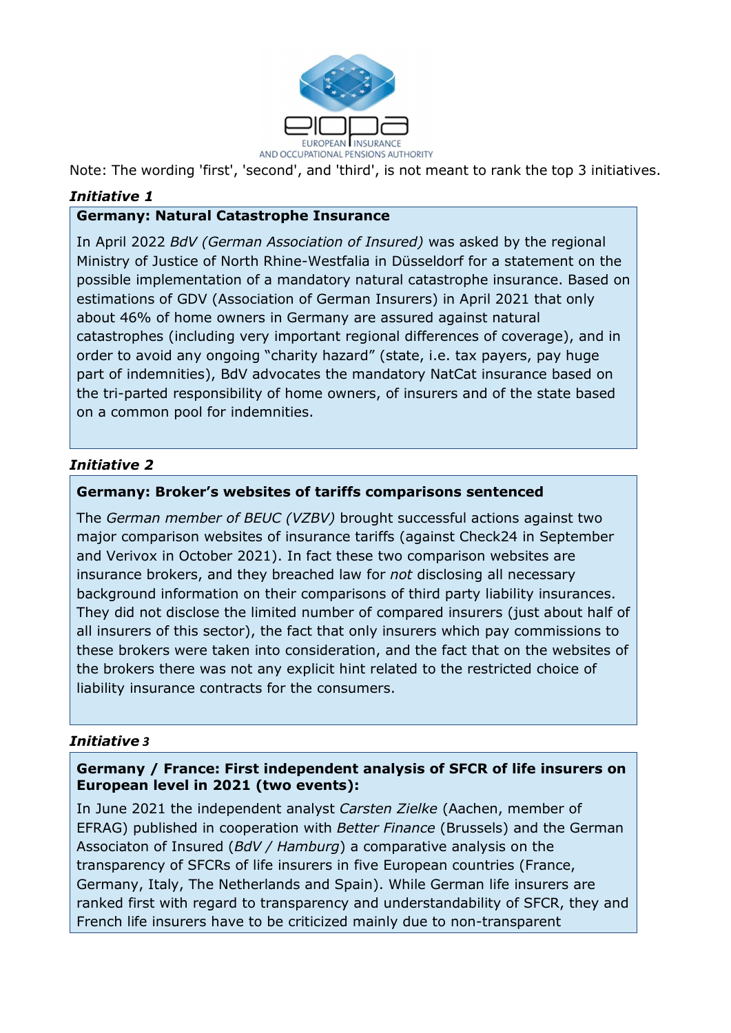Note: The wording 'first', 'second', and 'third', is not meant to rank the top 3 initiatives.

***Initiative 1***

**Germany: Natural Catastrophe Insurance**

In April 2022 *BdV (German Association of Insured)* was asked by the regional Ministry of Justice of North Rhine-Westfalia in Düsseldorf for a statement on the possible implementation of a mandatory natural catastrophe insurance. Based on estimations of GDV (Association of German Insurers) in April 2021 that only about 46% of home owners in Germany are assured against natural catastrophes (including very important regional differences of coverage), and in order to avoid any ongoing "charity hazard" (state, i.e. tax payers, pay huge part of indemnities), BdV advocates the mandatory NatCat insurance based on the tri-parted responsibility of home owners, of insurers and of the state based on a common pool for indemnities.

***Initiative 2***

**Germany: Broker's websites of tariffs comparisons sentenced**

The *German member of BEUC (VZBV)* brought successful actions against two major comparison websites of insurance tariffs (against Check24 in September and Verivox in October 2021). In fact these two comparison websites are insurance brokers, and they breached law for *not* disclosing all necessary background information on their comparisons of third party liability insurances. They did not disclose the limited number of compared insurers (just about half of all insurers of this sector), the fact that only insurers which pay commissions to these brokers were taken into consideration, and the fact that on the websites of the brokers there was not any explicit hint related to the restricted choice of liability insurance contracts for the consumers.

***Initiative 3***

**Germany / France: First independent analysis of SFCR of life insurers on European level in 2021 (two events):**

In June 2021 the independent analyst *Carsten Zielke* (Aachen, member of EFRAG) published in cooperation with *Better Finance* (Brussels) and the German Associaton of Insured (*BdV / Hamburg*) a comparative analysis on the transparency of SFCRs of life insurers in five European countries (France, Germany, Italy, The Netherlands and Spain). While German life insurers are ranked first with regard to transparency and understandability of SFCR, they and French life insurers have to be criticized mainly due to non-transparent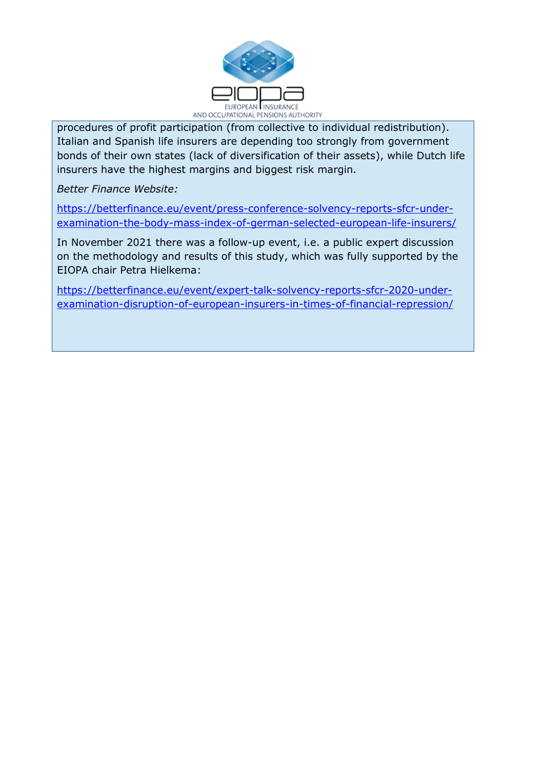procedures of profit participation (from collective to individual redistribution). Italian and Spanish life insurers are depending too strongly from government bonds of their own states (lack of diversification of their assets), while Dutch life insurers have the highest margins and biggest risk margin.

*Better Finance Website:*

https://betterfinance.eu/event/press-conference-solvency-reports-sfcr-under-examination-the-body-mass-index-of-german-selected-european-life-insurers/

In November 2021 there was a follow-up event, i.e. a public expert discussion on the methodology and results of this study, which was fully supported by the EIOPA chair Petra Hielkema:

https://betterfinance.eu/event/expert-talk-solvency-reports-sfcr-2020-under-examination-disruption-of-european-insurers-in-times-of-financial-repression/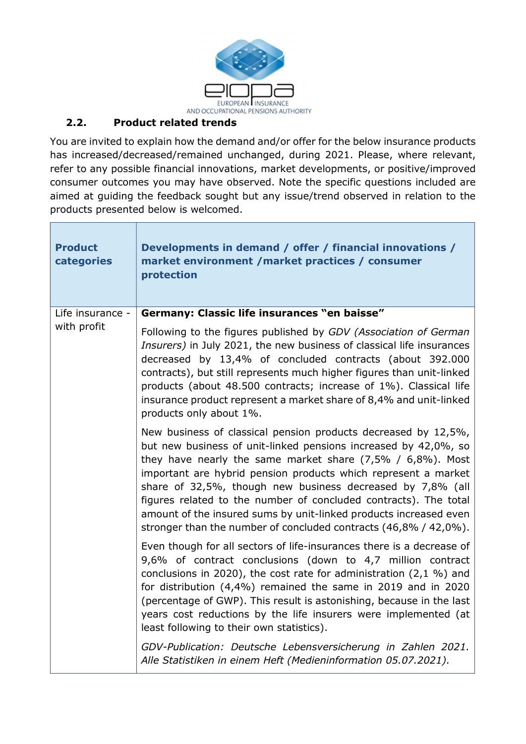### 2.2. Product related trends

You are invited to explain how the demand and/or offer for the below insurance products has increased/decreased/remained unchanged, during 2021. Please, where relevant, refer to any possible financial innovations, market developments, or positive/improved consumer outcomes you may have observed. Note the specific questions included are aimed at guiding the feedback sought but any issue/trend observed in relation to the products presented below is welcomed.

| **Product categories** | **Developments in demand / offer / financial innovations / market environment /market practices / consumer protection** |
|---|---|
| Life insurance - with profit | **Germany: Classic life insurances "en baisse"**<br><br>Following to the figures published by *GDV (Association of German Insurers)* in July 2021, the new business of classical life insurances decreased by 13,4% of concluded contracts (about 392.000 contracts), but still represents much higher figures than unit-linked products (about 48.500 contracts; increase of 1%). Classical life insurance product represent a market share of 8,4% and unit-linked products only about 1%.<br><br>New business of classical pension products decreased by 12,5%, but new business of unit-linked pensions increased by 42,0%, so they have nearly the same market share (7,5% / 6,8%). Most important are hybrid pension products which represent a market share of 32,5%, though new business decreased by 7,8% (all figures related to the number of concluded contracts). The total amount of the insured sums by unit-linked products increased even stronger than the number of concluded contracts (46,8% / 42,0%).<br><br>Even though for all sectors of life-insurances there is a decrease of 9,6% of contract conclusions (down to 4,7 million contract conclusions in 2020), the cost rate for administration (2,1 %) and for distribution (4,4%) remained the same in 2019 and in 2020 (percentage of GWP). This result is astonishing, because in the last years cost reductions by the life insurers were implemented (at least following to their own statistics).<br><br>*GDV-Publication: Deutsche Lebensversicherung in Zahlen 2021. Alle Statistiken in einem Heft (Medieninformation 05.07.2021).* |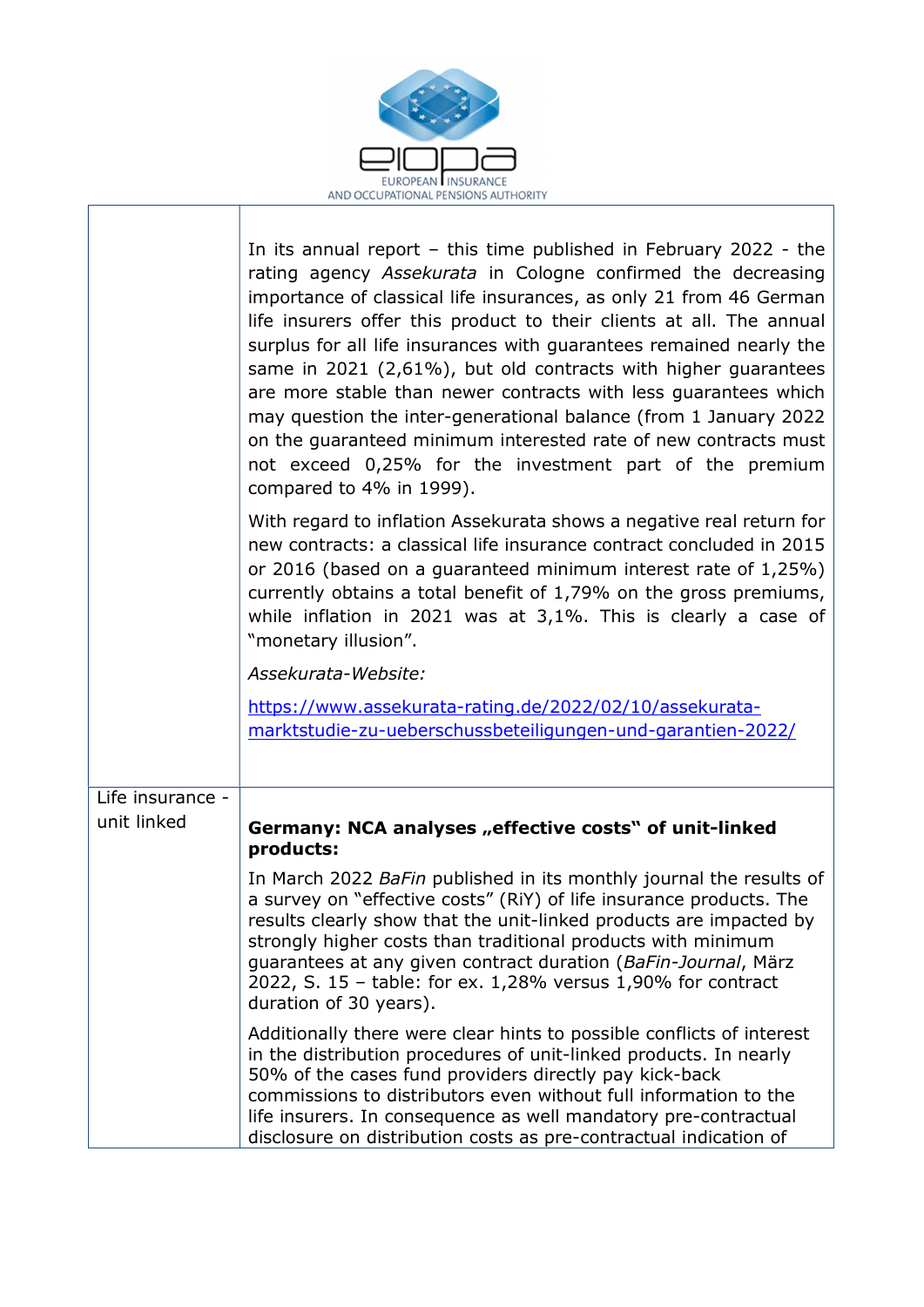| | |
|---|---|
| | In its annual report – this time published in February 2022 - the rating agency *Assekurata* in Cologne confirmed the decreasing importance of classical life insurances, as only 21 from 46 German life insurers offer this product to their clients at all. The annual surplus for all life insurances with guarantees remained nearly the same in 2021 (2,61%), but old contracts with higher guarantees are more stable than newer contracts with less guarantees which may question the inter-generational balance (from 1 January 2022 on the guaranteed minimum interested rate of new contracts must not exceed 0,25% for the investment part of the premium compared to 4% in 1999).<br><br>With regard to inflation Assekurata shows a negative real return for new contracts: a classical life insurance contract concluded in 2015 or 2016 (based on a guaranteed minimum interest rate of 1,25%) currently obtains a total benefit of 1,79% on the gross premiums, while inflation in 2021 was at 3,1%. This is clearly a case of "monetary illusion".<br><br>*Assekurata-Website:*<br><br>https://www.assekurata-rating.de/2022/02/10/assekurata-marktstudie-zu-ueberschussbeteiligungen-und-garantien-2022/ |
| Life insurance - unit linked | **Germany: NCA analyses „effective costs" of unit-linked products:**<br><br>In March 2022 *BaFin* published in its monthly journal the results of a survey on "effective costs" (RiY) of life insurance products. The results clearly show that the unit-linked products are impacted by strongly higher costs than traditional products with minimum guarantees at any given contract duration (*BaFin-Journal*, März 2022, S. 15 – table: for ex. 1,28% versus 1,90% for contract duration of 30 years).<br><br>Additionally there were clear hints to possible conflicts of interest in the distribution procedures of unit-linked products. In nearly 50% of the cases fund providers directly pay kick-back commissions to distributors even without full information to the life insurers. In consequence as well mandatory pre-contractual disclosure on distribution costs as pre-contractual indication of |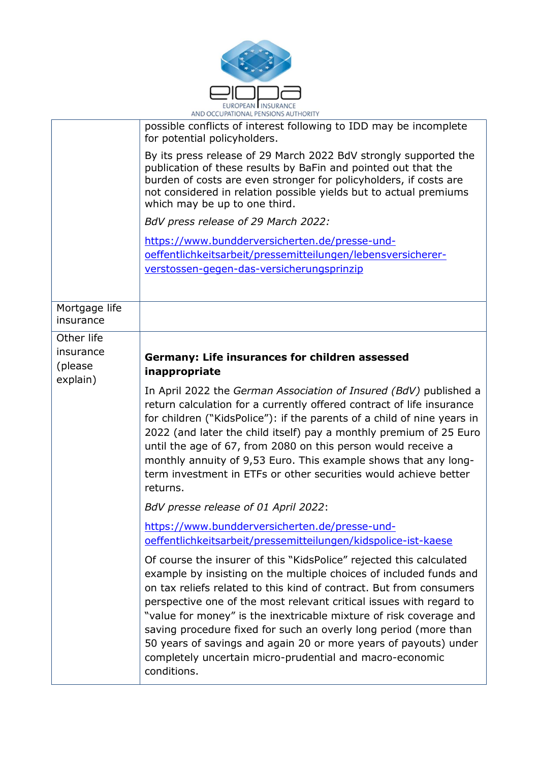| | |
|---|---|
| | possible conflicts of interest following to IDD may be incomplete for potential policyholders.<br><br>By its press release of 29 March 2022 BdV strongly supported the publication of these results by BaFin and pointed out that the burden of costs are even stronger for policyholders, if costs are not considered in relation possible yields but to actual premiums which may be up to one third.<br><br>*BdV press release of 29 March 2022:*<br><br>[https://www.bundderversicherten.de/presse-und-oeffentlichkeitsarbeit/pressemitteilungen/lebensversicherer-verstossen-gegen-das-versicherungsprinzip](https://www.bundderversicherten.de/presse-und-oeffentlichkeitsarbeit/pressemitteilungen/lebensversicherer-verstossen-gegen-das-versicherungsprinzip) |
| Mortgage life insurance | |
| Other life insurance (please explain) | **Germany: Life insurances for children assessed inappropriate**<br><br>In April 2022 the *German Association of Insured (BdV)* published a return calculation for a currently offered contract of life insurance for children ("KidsPolice"): if the parents of a child of nine years in 2022 (and later the child itself) pay a monthly premium of 25 Euro until the age of 67, from 2080 on this person would receive a monthly annuity of 9,53 Euro. This example shows that any long-term investment in ETFs or other securities would achieve better returns.<br><br>*BdV presse release of 01 April 2022*:<br><br>[https://www.bundderversicherten.de/presse-und-oeffentlichkeitsarbeit/pressemitteilungen/kidspolice-ist-kaese](https://www.bundderversicherten.de/presse-und-oeffentlichkeitsarbeit/pressemitteilungen/kidspolice-ist-kaese)<br><br>Of course the insurer of this "KidsPolice" rejected this calculated example by insisting on the multiple choices of included funds and on tax reliefs related to this kind of contract. But from consumers perspective one of the most relevant critical issues with regard to "value for money" is the inextricable mixture of risk coverage and saving procedure fixed for such an overly long period (more than 50 years of savings and again 20 or more years of payouts) under completely uncertain micro-prudential and macro-economic conditions. |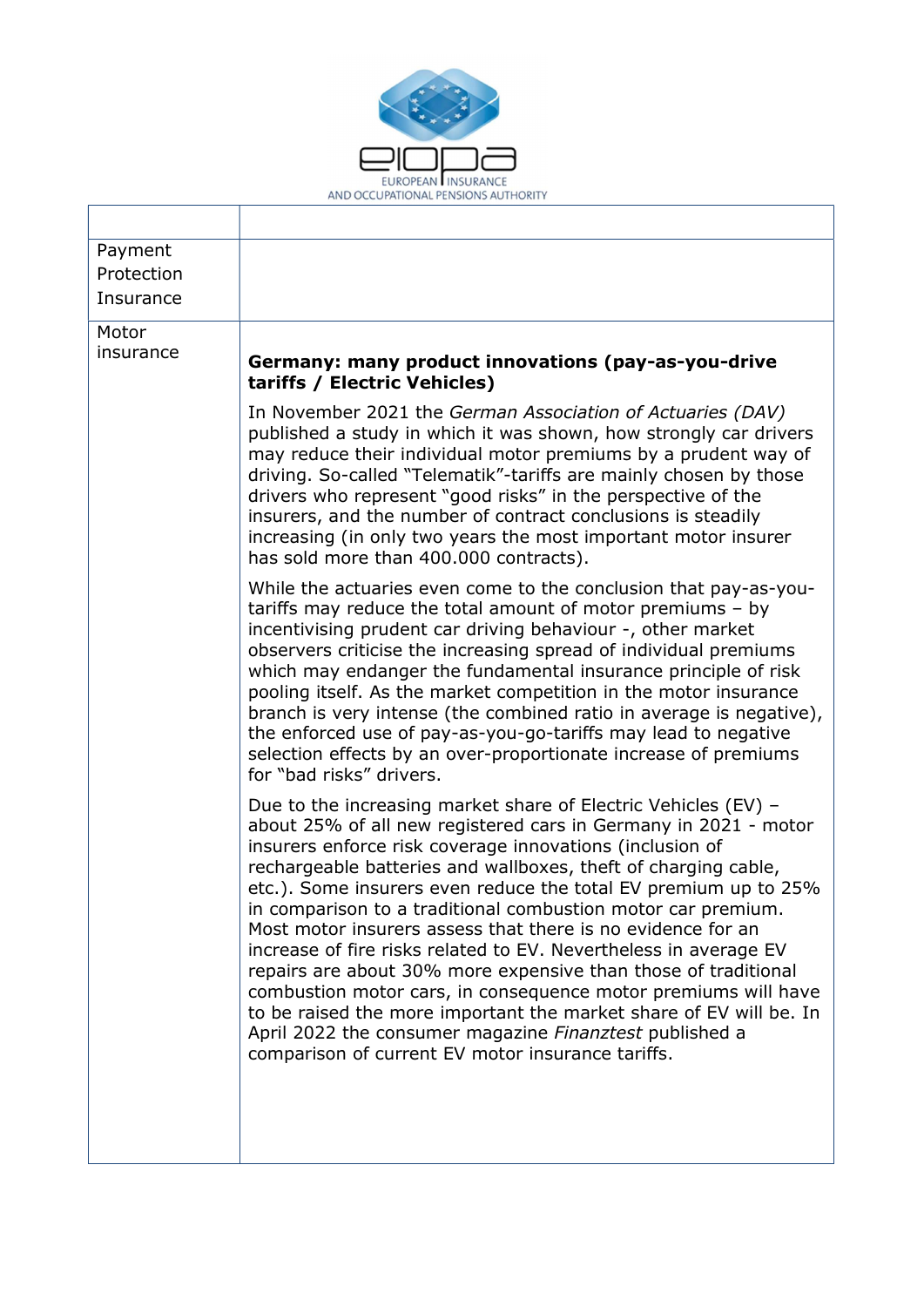| | |
|---|---|
| Payment Protection Insurance | |
| Motor insurance | **Germany: many product innovations (pay-as-you-drive tariffs / Electric Vehicles)**<br><br>In November 2021 the *German Association of Actuaries (DAV)* published a study in which it was shown, how strongly car drivers may reduce their individual motor premiums by a prudent way of driving. So-called "Telematik"-tariffs are mainly chosen by those drivers who represent "good risks" in the perspective of the insurers, and the number of contract conclusions is steadily increasing (in only two years the most important motor insurer has sold more than 400.000 contracts).<br><br>While the actuaries even come to the conclusion that pay-as-you-tariffs may reduce the total amount of motor premiums – by incentivising prudent car driving behaviour -, other market observers criticise the increasing spread of individual premiums which may endanger the fundamental insurance principle of risk pooling itself. As the market competition in the motor insurance branch is very intense (the combined ratio in average is negative), the enforced use of pay-as-you-go-tariffs may lead to negative selection effects by an over-proportionate increase of premiums for "bad risks" drivers.<br><br>Due to the increasing market share of Electric Vehicles (EV) – about 25% of all new registered cars in Germany in 2021 - motor insurers enforce risk coverage innovations (inclusion of rechargeable batteries and wallboxes, theft of charging cable, etc.). Some insurers even reduce the total EV premium up to 25% in comparison to a traditional combustion motor car premium. Most motor insurers assess that there is no evidence for an increase of fire risks related to EV. Nevertheless in average EV repairs are about 30% more expensive than those of traditional combustion motor cars, in consequence motor premiums will have to be raised the more important the market share of EV will be. In April 2022 the consumer magazine *Finanztest* published a comparison of current EV motor insurance tariffs. |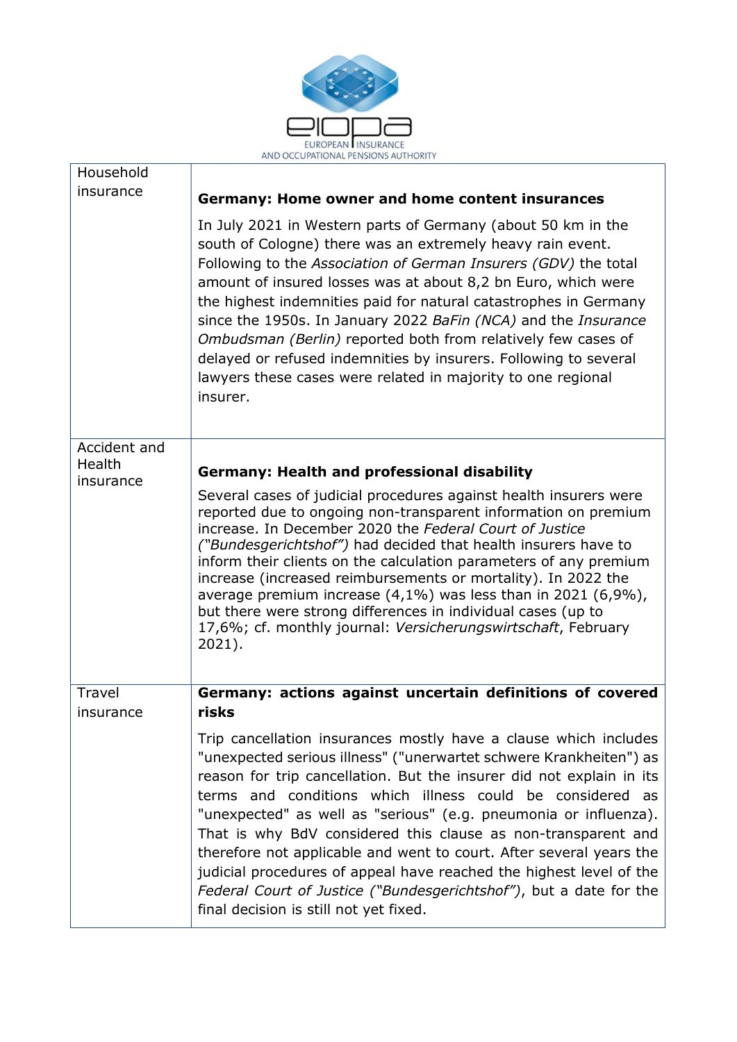| | |
|---|---|
| Household insurance | **Germany: Home owner and home content insurances**<br><br>In July 2021 in Western parts of Germany (about 50 km in the south of Cologne) there was an extremely heavy rain event. Following to the *Association of German Insurers (GDV)* the total amount of insured losses was at about 8,2 bn Euro, which were the highest indemnities paid for natural catastrophes in Germany since the 1950s. In January 2022 *BaFin (NCA)* and the *Insurance Ombudsman (Berlin)* reported both from relatively few cases of delayed or refused indemnities by insurers. Following to several lawyers these cases were related in majority to one regional insurer. |
| Accident and Health insurance | **Germany: Health and professional disability**<br><br>Several cases of judicial procedures against health insurers were reported due to ongoing non-transparent information on premium increase. In December 2020 the *Federal Court of Justice ("Bundesgerichtshof")* had decided that health insurers have to inform their clients on the calculation parameters of any premium increase (increased reimbursements or mortality). In 2022 the average premium increase (4,1%) was less than in 2021 (6,9%), but there were strong differences in individual cases (up to 17,6%; cf. monthly journal: *Versicherungswirtschaft*, February 2021). |
| Travel insurance | **Germany: actions against uncertain definitions of covered risks**<br><br>Trip cancellation insurances mostly have a clause which includes "unexpected serious illness" ("unerwartet schwere Krankheiten") as reason for trip cancellation. But the insurer did not explain in its terms and conditions which illness could be considered as "unexpected" as well as "serious" (e.g. pneumonia or influenza). That is why BdV considered this clause as non-transparent and therefore not applicable and went to court. After several years the judicial procedures of appeal have reached the highest level of the *Federal Court of Justice ("Bundesgerichtshof")*, but a date for the final decision is still not yet fixed. |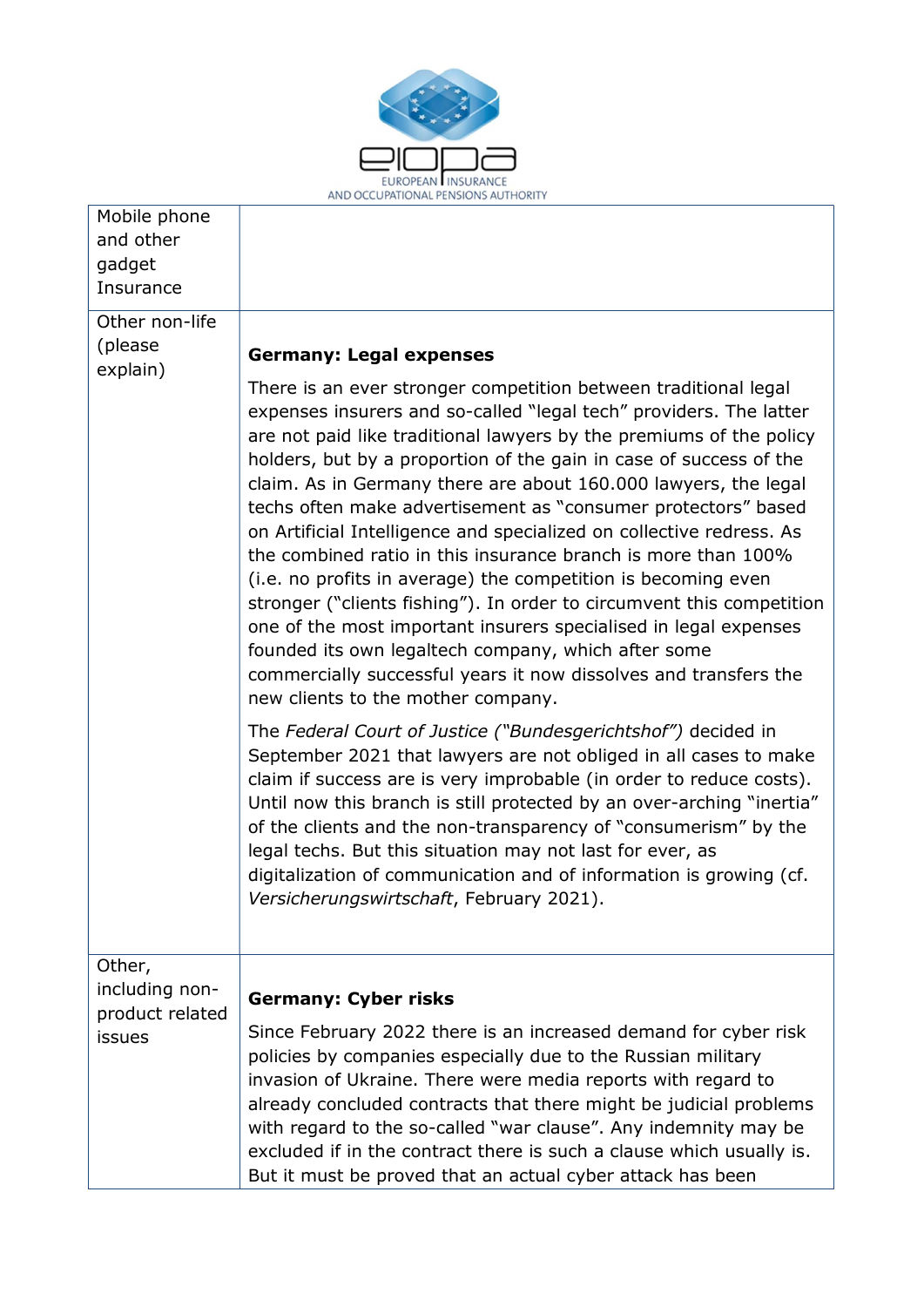| | |
|---|---|
| Mobile phone and other gadget Insurance | |
| Other non-life (please explain) | **Germany: Legal expenses**<br><br>There is an ever stronger competition between traditional legal expenses insurers and so-called "legal tech" providers. The latter are not paid like traditional lawyers by the premiums of the policy holders, but by a proportion of the gain in case of success of the claim. As in Germany there are about 160.000 lawyers, the legal techs often make advertisement as "consumer protectors" based on Artificial Intelligence and specialized on collective redress. As the combined ratio in this insurance branch is more than 100% (i.e. no profits in average) the competition is becoming even stronger ("clients fishing"). In order to circumvent this competition one of the most important insurers specialised in legal expenses founded its own legaltech company, which after some commercially successful years it now dissolves and transfers the new clients to the mother company.<br><br>The *Federal Court of Justice ("Bundesgerichtshof")* decided in September 2021 that lawyers are not obliged in all cases to make claim if success are is very improbable (in order to reduce costs). Until now this branch is still protected by an over-arching "inertia" of the clients and the non-transparency of "consumerism" by the legal techs. But this situation may not last for ever, as digitalization of communication and of information is growing (cf. *Versicherungswirtschaft*, February 2021). |
| Other, including non-product related issues | **Germany: Cyber risks**<br><br>Since February 2022 there is an increased demand for cyber risk policies by companies especially due to the Russian military invasion of Ukraine. There were media reports with regard to already concluded contracts that there might be judicial problems with regard to the so-called "war clause". Any indemnity may be excluded if in the contract there is such a clause which usually is. But it must be proved that an actual cyber attack has been |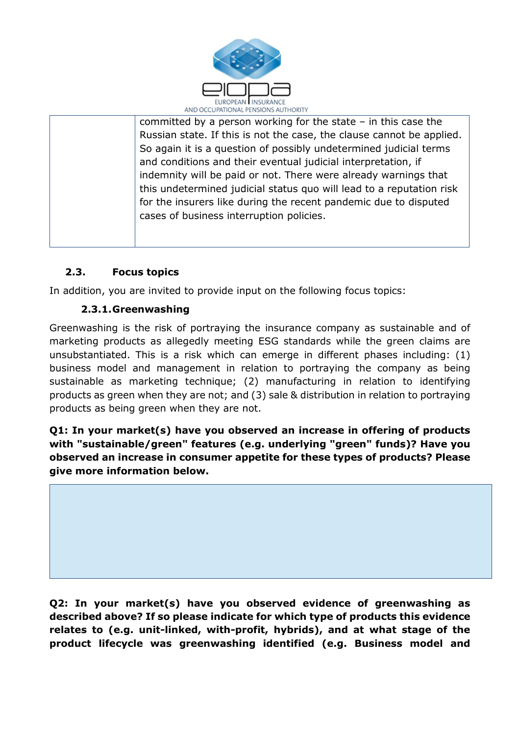|  | committed by a person working for the state – in this case the Russian state. If this is not the case, the clause cannot be applied. So again it is a question of possibly undetermined judicial terms and conditions and their eventual judicial interpretation, if indemnity will be paid or not. There were already warnings that this undetermined judicial status quo will lead to a reputation risk for the insurers like during the recent pandemic due to disputed cases of business interruption policies. |
| --- | --- |

### 2.3. Focus topics

In addition, you are invited to provide input on the following focus topics:

#### 2.3.1. Greenwashing

Greenwashing is the risk of portraying the insurance company as sustainable and of marketing products as allegedly meeting ESG standards while the green claims are unsubstantiated. This is a risk which can emerge in different phases including: (1) business model and management in relation to portraying the company as being sustainable as marketing technique; (2) manufacturing in relation to identifying products as green when they are not; and (3) sale & distribution in relation to portraying products as being green when they are not.

**Q1: In your market(s) have you observed an increase in offering of products with "sustainable/green" features (e.g. underlying "green" funds)? Have you observed an increase in consumer appetite for these types of products? Please give more information below.**

**Q2: In your market(s) have you observed evidence of greenwashing as described above? If so please indicate for which type of products this evidence relates to (e.g. unit-linked, with-profit, hybrids), and at what stage of the product lifecycle was greenwashing identified (e.g. Business model and**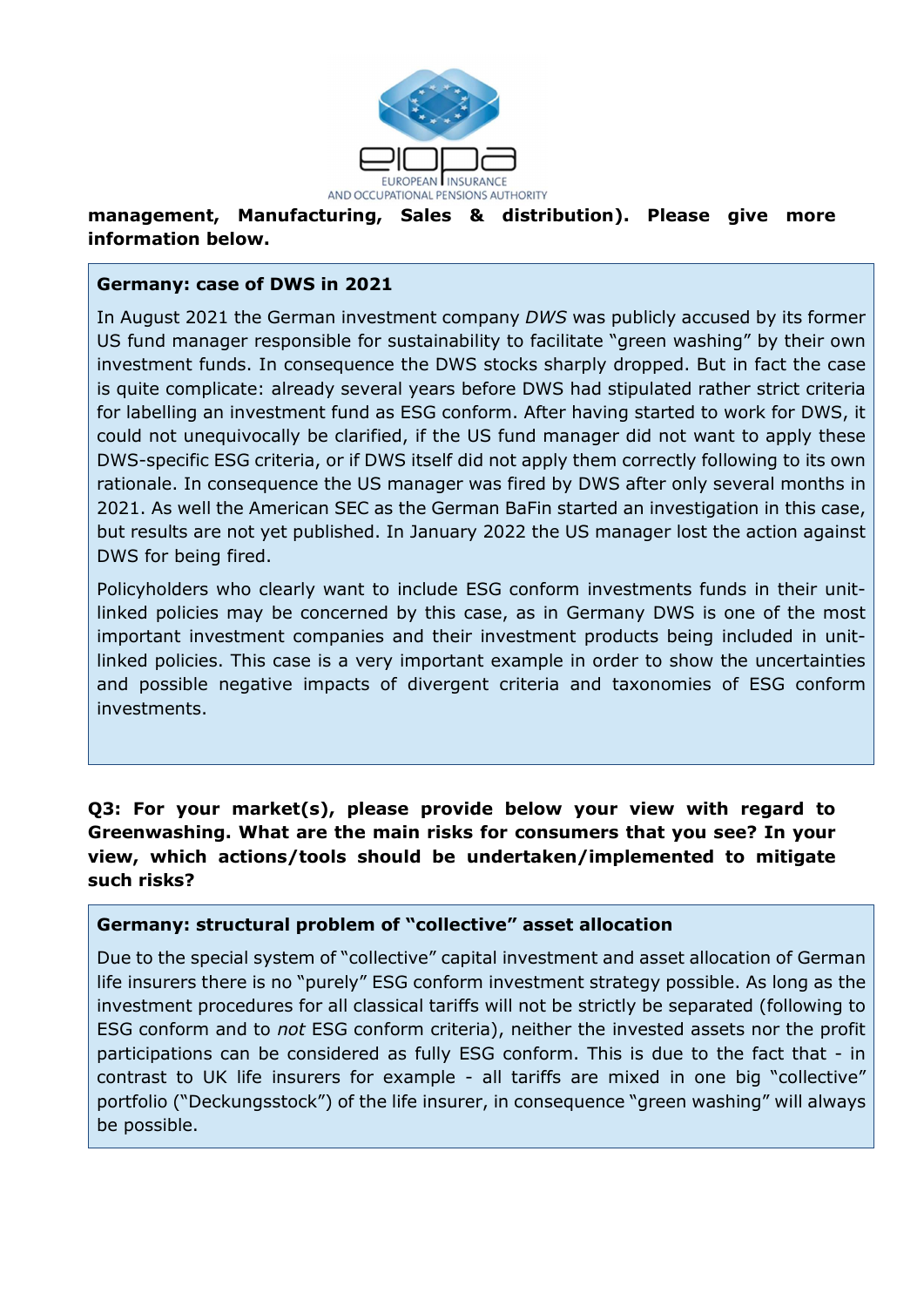**management, Manufacturing, Sales & distribution). Please give more information below.**

**Germany: case of DWS in 2021**

In August 2021 the German investment company *DWS* was publicly accused by its former US fund manager responsible for sustainability to facilitate "green washing" by their own investment funds. In consequence the DWS stocks sharply dropped. But in fact the case is quite complicate: already several years before DWS had stipulated rather strict criteria for labelling an investment fund as ESG conform. After having started to work for DWS, it could not unequivocally be clarified, if the US fund manager did not want to apply these DWS-specific ESG criteria, or if DWS itself did not apply them correctly following to its own rationale. In consequence the US manager was fired by DWS after only several months in 2021. As well the American SEC as the German BaFin started an investigation in this case, but results are not yet published. In January 2022 the US manager lost the action against DWS for being fired.

Policyholders who clearly want to include ESG conform investments funds in their unit-linked policies may be concerned by this case, as in Germany DWS is one of the most important investment companies and their investment products being included in unit-linked policies. This case is a very important example in order to show the uncertainties and possible negative impacts of divergent criteria and taxonomies of ESG conform investments.

**Q3: For your market(s), please provide below your view with regard to Greenwashing. What are the main risks for consumers that you see? In your view, which actions/tools should be undertaken/implemented to mitigate such risks?**

**Germany: structural problem of "collective" asset allocation**

Due to the special system of "collective" capital investment and asset allocation of German life insurers there is no "purely" ESG conform investment strategy possible. As long as the investment procedures for all classical tariffs will not be strictly be separated (following to ESG conform and to *not* ESG conform criteria), neither the invested assets nor the profit participations can be considered as fully ESG conform. This is due to the fact that - in contrast to UK life insurers for example - all tariffs are mixed in one big "collective" portfolio ("Deckungsstock") of the life insurer, in consequence "green washing" will always be possible.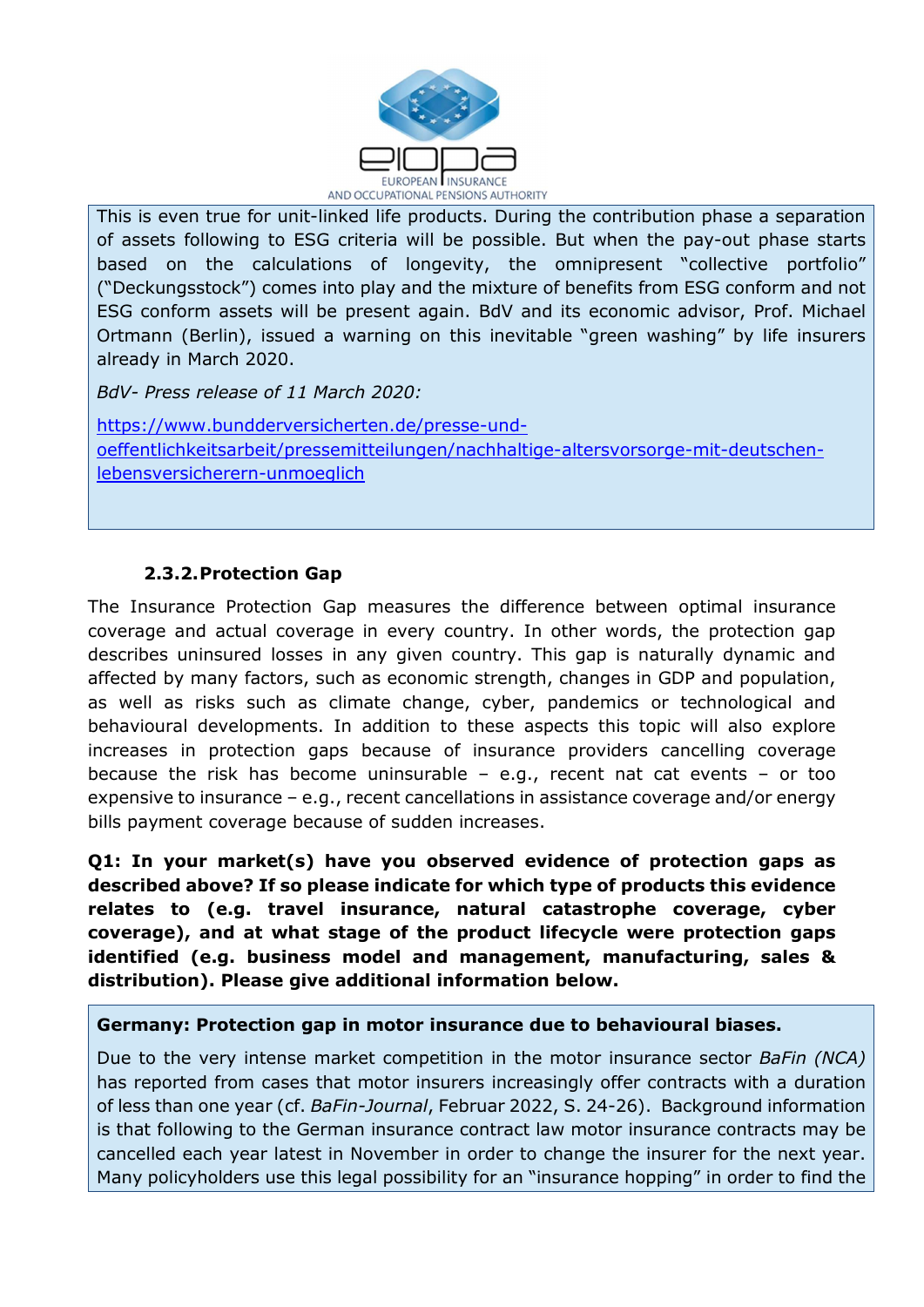This is even true for unit-linked life products. During the contribution phase a separation of assets following to ESG criteria will be possible. But when the pay-out phase starts based on the calculations of longevity, the omnipresent "collective portfolio" ("Deckungsstock") comes into play and the mixture of benefits from ESG conform and not ESG conform assets will be present again. BdV and its economic advisor, Prof. Michael Ortmann (Berlin), issued a warning on this inevitable "green washing" by life insurers already in March 2020.

*BdV- Press release of 11 March 2020:*

https://www.bundderversicherten.de/presse-und-oeffentlichkeitsarbeit/pressemitteilungen/nachhaltige-altersvorsorge-mit-deutschen-lebensversicherern-unmoeglich

### 2.3.2. Protection Gap

The Insurance Protection Gap measures the difference between optimal insurance coverage and actual coverage in every country. In other words, the protection gap describes uninsured losses in any given country. This gap is naturally dynamic and affected by many factors, such as economic strength, changes in GDP and population, as well as risks such as climate change, cyber, pandemics or technological and behavioural developments. In addition to these aspects this topic will also explore increases in protection gaps because of insurance providers cancelling coverage because the risk has become uninsurable – e.g., recent nat cat events – or too expensive to insurance – e.g., recent cancellations in assistance coverage and/or energy bills payment coverage because of sudden increases.

**Q1: In your market(s) have you observed evidence of protection gaps as described above? If so please indicate for which type of products this evidence relates to (e.g. travel insurance, natural catastrophe coverage, cyber coverage), and at what stage of the product lifecycle were protection gaps identified (e.g. business model and management, manufacturing, sales & distribution). Please give additional information below.**

**Germany: Protection gap in motor insurance due to behavioural biases.**

Due to the very intense market competition in the motor insurance sector *BaFin (NCA)* has reported from cases that motor insurers increasingly offer contracts with a duration of less than one year (cf. *BaFin-Journal*, Februar 2022, S. 24-26). Background information is that following to the German insurance contract law motor insurance contracts may be cancelled each year latest in November in order to change the insurer for the next year. Many policyholders use this legal possibility for an "insurance hopping" in order to find the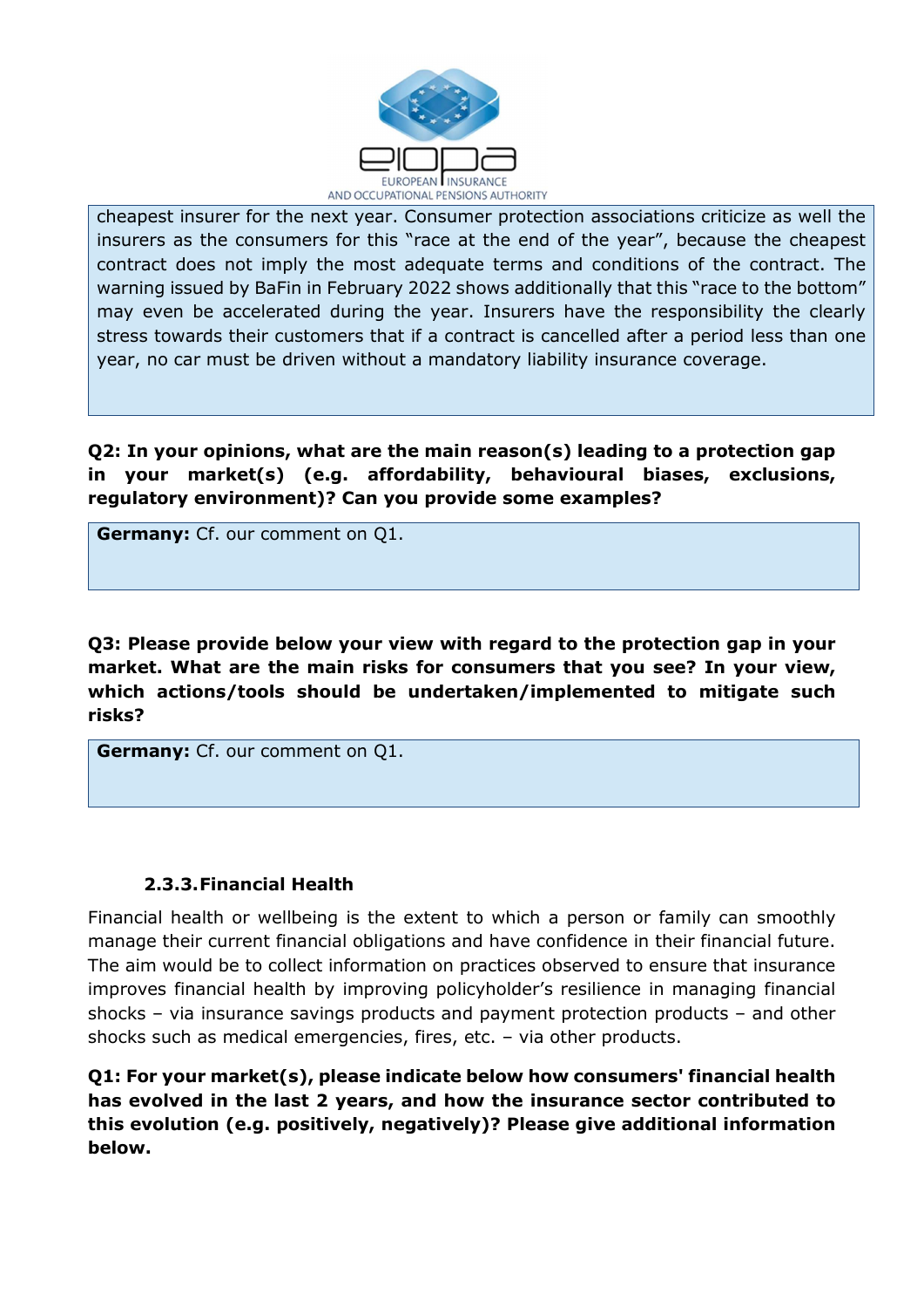cheapest insurer for the next year. Consumer protection associations criticize as well the insurers as the consumers for this "race at the end of the year", because the cheapest contract does not imply the most adequate terms and conditions of the contract. The warning issued by BaFin in February 2022 shows additionally that this "race to the bottom" may even be accelerated during the year. Insurers have the responsibility the clearly stress towards their customers that if a contract is cancelled after a period less than one year, no car must be driven without a mandatory liability insurance coverage.

**Q2: In your opinions, what are the main reason(s) leading to a protection gap in your market(s) (e.g. affordability, behavioural biases, exclusions, regulatory environment)? Can you provide some examples?**

**Germany:** Cf. our comment on Q1.

**Q3: Please provide below your view with regard to the protection gap in your market. What are the main risks for consumers that you see? In your view, which actions/tools should be undertaken/implemented to mitigate such risks?**

**Germany:** Cf. our comment on Q1.

### 2.3.3. Financial Health

Financial health or wellbeing is the extent to which a person or family can smoothly manage their current financial obligations and have confidence in their financial future. The aim would be to collect information on practices observed to ensure that insurance improves financial health by improving policyholder's resilience in managing financial shocks – via insurance savings products and payment protection products – and other shocks such as medical emergencies, fires, etc. – via other products.

**Q1: For your market(s), please indicate below how consumers' financial health has evolved in the last 2 years, and how the insurance sector contributed to this evolution (e.g. positively, negatively)? Please give additional information below.**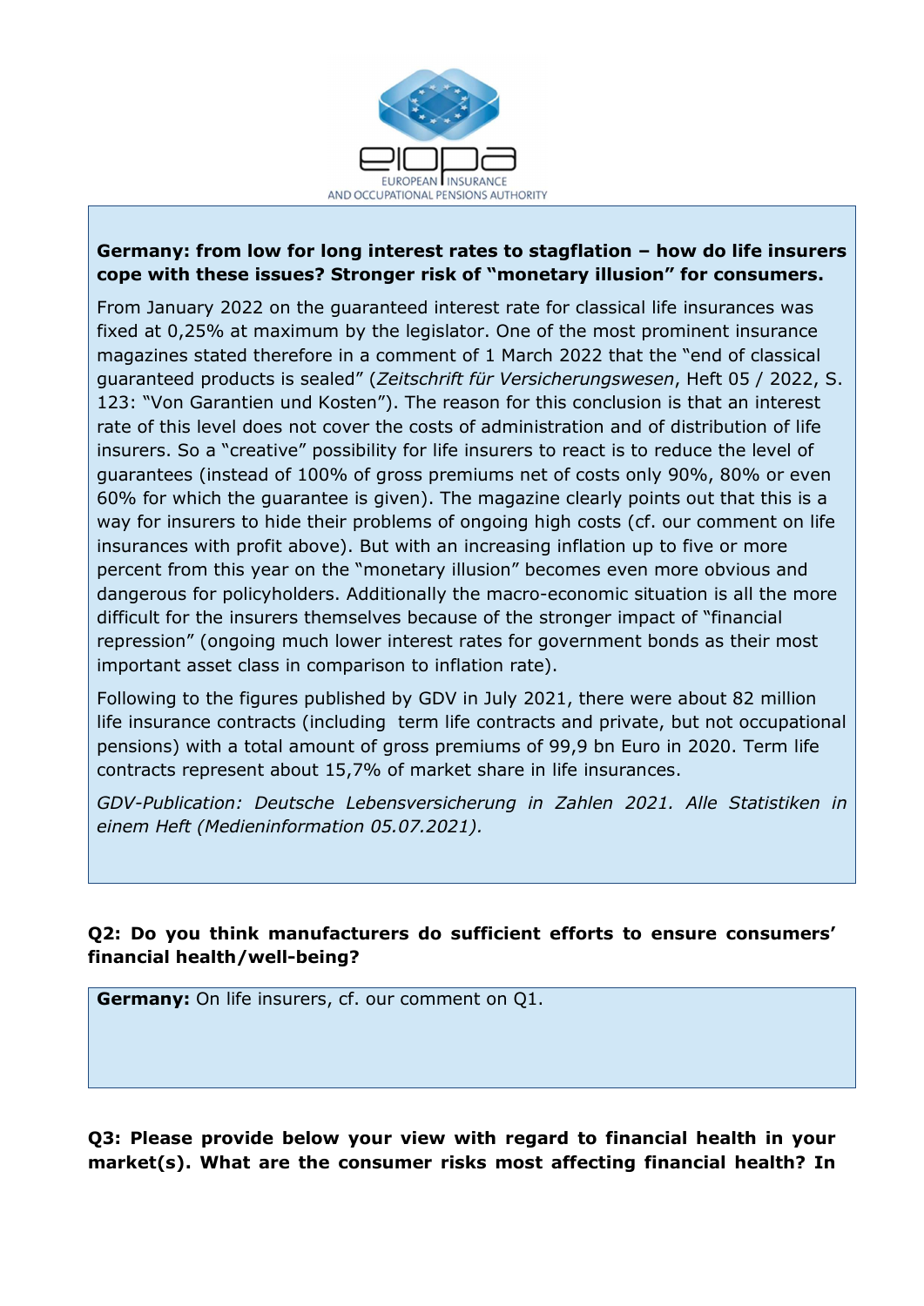**Germany: from low for long interest rates to stagflation – how do life insurers cope with these issues? Stronger risk of "monetary illusion" for consumers.**

From January 2022 on the guaranteed interest rate for classical life insurances was fixed at 0,25% at maximum by the legislator. One of the most prominent insurance magazines stated therefore in a comment of 1 March 2022 that the "end of classical guaranteed products is sealed" (*Zeitschrift für Versicherungswesen*, Heft 05 / 2022, S. 123: "Von Garantien und Kosten"). The reason for this conclusion is that an interest rate of this level does not cover the costs of administration and of distribution of life insurers. So a "creative" possibility for life insurers to react is to reduce the level of guarantees (instead of 100% of gross premiums net of costs only 90%, 80% or even 60% for which the guarantee is given). The magazine clearly points out that this is a way for insurers to hide their problems of ongoing high costs (cf. our comment on life insurances with profit above). But with an increasing inflation up to five or more percent from this year on the "monetary illusion" becomes even more obvious and dangerous for policyholders. Additionally the macro-economic situation is all the more difficult for the insurers themselves because of the stronger impact of "financial repression" (ongoing much lower interest rates for government bonds as their most important asset class in comparison to inflation rate).

Following to the figures published by GDV in July 2021, there were about 82 million life insurance contracts (including term life contracts and private, but not occupational pensions) with a total amount of gross premiums of 99,9 bn Euro in 2020. Term life contracts represent about 15,7% of market share in life insurances.

*GDV-Publication: Deutsche Lebensversicherung in Zahlen 2021. Alle Statistiken in einem Heft (Medieninformation 05.07.2021).*

**Q2: Do you think manufacturers do sufficient efforts to ensure consumers' financial health/well-being?**

**Germany:** On life insurers, cf. our comment on Q1.

**Q3: Please provide below your view with regard to financial health in your market(s). What are the consumer risks most affecting financial health? In**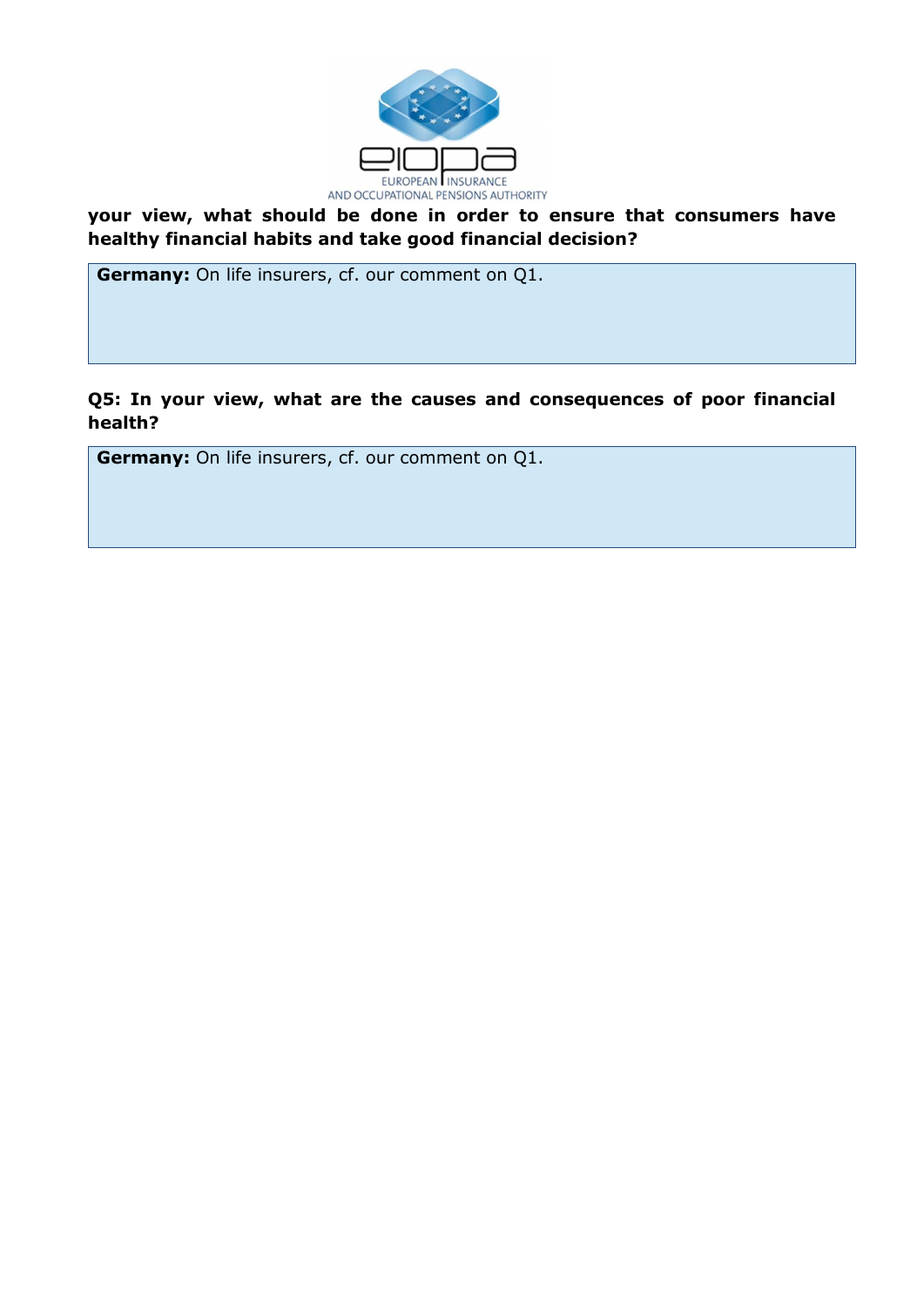your view, what should be done in order to ensure that consumers have healthy financial habits and take good financial decision?**

**Germany:** On life insurers, cf. our comment on Q1.

**Q5: In your view, what are the causes and consequences of poor financial health?**

**Germany:** On life insurers, cf. our comment on Q1.